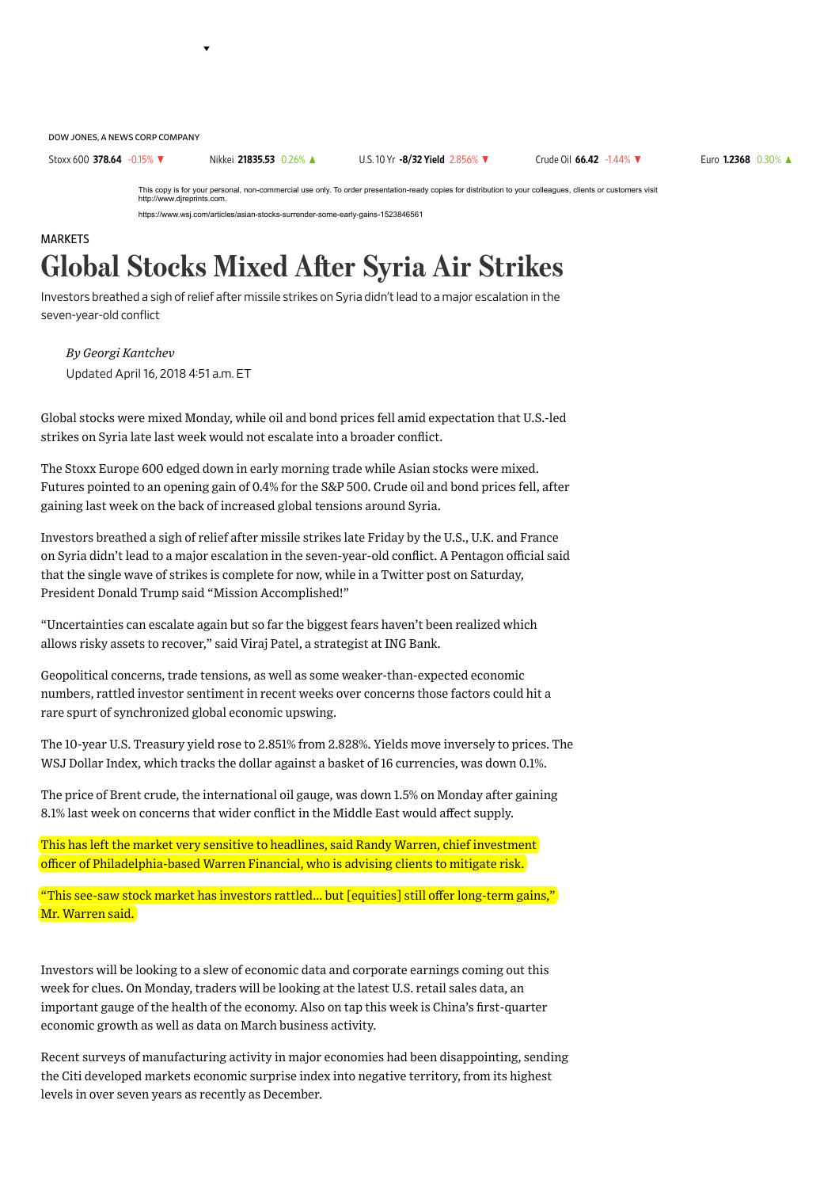DOW JONES, A NEWS CORP COMPANY

Stoxx 600 **378.64** -0.15% ▼ Nikkei **21835.53** 0.26% ▲ U.S. 10 Yr **-8/32 Yield** 2.856% ▼ Crude Oil **66.42** -1.44% ▼ Euro **1.2368** 0.30% ▲

This copy is for your personal, non-commercial use only. To order presentation-ready copies for distribution to your colleagues, clients or customers visit http://www.djreprints.com.

https://www.wsj.com/articles/asian-stocks-surrender-some-early-gains-1523846561

MARKETS

# Global Stocks Mixed After Syria Air Strikes

Investors breathed a sigh of relief after missile strikes on Syria didn't lead to a major escalation in the seven-year-old conflict

*By Georgi Kantchev*

Updated April 16, 2018 4:51 a.m. ET

Global stocks were mixed Monday, while oil and bond prices fell amid expectation that U.S.-led strikes on Syria late last week would not escalate into a broader conflict.

The Stoxx Europe 600 edged down in early morning trade while Asian stocks were mixed. Futures pointed to an opening gain of 0.4% for the S&P 500. Crude oil and bond prices fell, after gaining last week on the back of increased global tensions around Syria.

Investors breathed a sigh of relief after missile strikes late Friday by the U.S., U.K. and France on Syria didn't lead to a major escalation in the seven-year-old conflict. A Pentagon official said that the single wave of strikes is complete for now, while in a Twitter post on Saturday, President Donald Trump said "Mission Accomplished!"

"Uncertainties can escalate again but so far the biggest fears haven't been realized which allows risky assets to recover," said Viraj Patel, a strategist at ING Bank.

Geopolitical concerns, trade tensions, as well as some weaker-than-expected economic numbers, rattled investor sentiment in recent weeks over concerns those factors could hit a rare spurt of synchronized global economic upswing.

The 10-year U.S. Treasury yield rose to 2.851% from 2.828%. Yields move inversely to prices. The WSJ Dollar Index, which tracks the dollar against a basket of 16 currencies, was down 0.1%.

The price of Brent crude, the international oil gauge, was down 1.5% on Monday after gaining 8.1% last week on concerns that wider conflict in the Middle East would affect supply.

This has left the market very sensitive to headlines, said Randy Warren, chief investment officer of Philadelphia-based Warren Financial, who is advising clients to mitigate risk.

"This see-saw stock market has investors rattled… but [equities] still offer long-term gains," Mr. Warren said.

Investors will be looking to a slew of economic data and corporate earnings coming out this week for clues. On Monday, traders will be looking at the latest U.S. retail sales data, an important gauge of the health of the economy. Also on tap this week is China's first-quarter economic growth as well as data on March business activity.

Recent surveys of manufacturing activity in major economies had been disappointing, sending the Citi developed markets economic surprise index into negative territory, from its highest levels in over seven years as recently as December.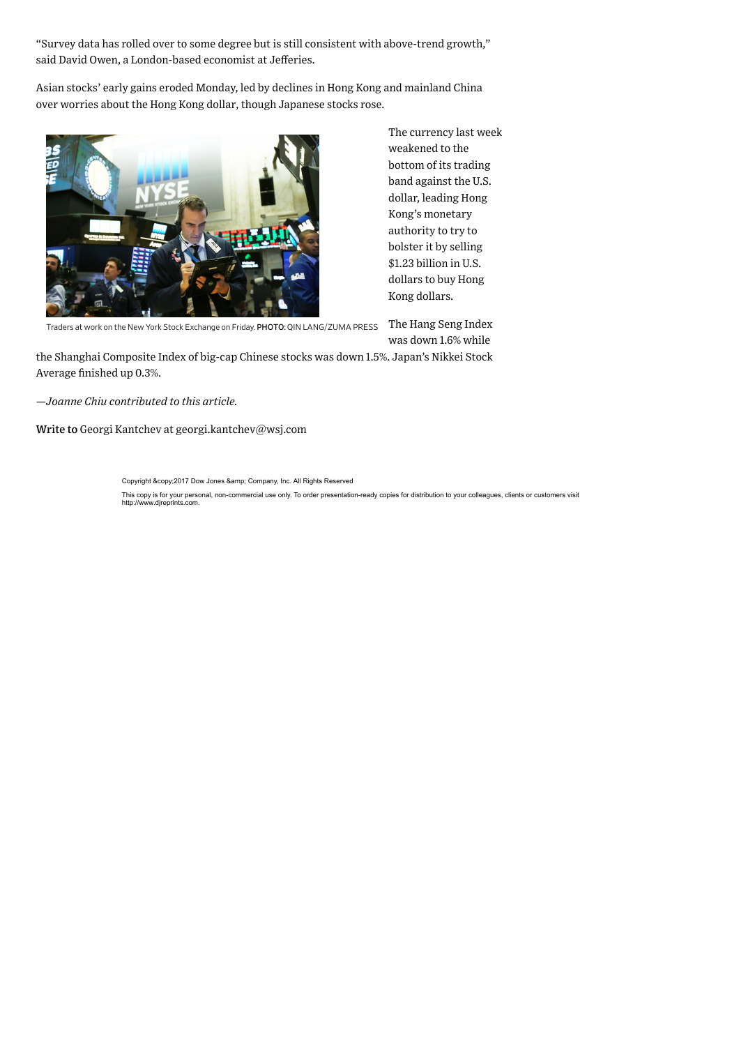"Survey data has rolled over to some degree but is still consistent with above-trend growth," said David Owen, a London-based economist at Jefferies.

Asian stocks' early gains eroded Monday, led by declines in Hong Kong and mainland China over worries about the Hong Kong dollar, though Japanese stocks rose.

Traders at work on the New York Stock Exchange on Friday. **PHOTO:** QIN LANG/ZUMA PRESS

The currency last week weakened to the bottom of its trading band against the U.S. dollar, leading Hong Kong's monetary authority to try to bolster it by selling $1.23 billion in U.S. dollars to buy Hong Kong dollars.

The Hang Seng Index was down 1.6% while the Shanghai Composite Index of big-cap Chinese stocks was down 1.5%. Japan's Nikkei Stock Average finished up 0.3%.

*—Joanne Chiu contributed to this article.*

**Write to** Georgi Kantchev at georgi.kantchev@wsj.com

Copyright &copy;2017 Dow Jones &amp; Company, Inc. All Rights Reserved

This copy is for your personal, non-commercial use only. To order presentation-ready copies for distribution to your colleagues, clients or customers visit http://www.djreprints.com.